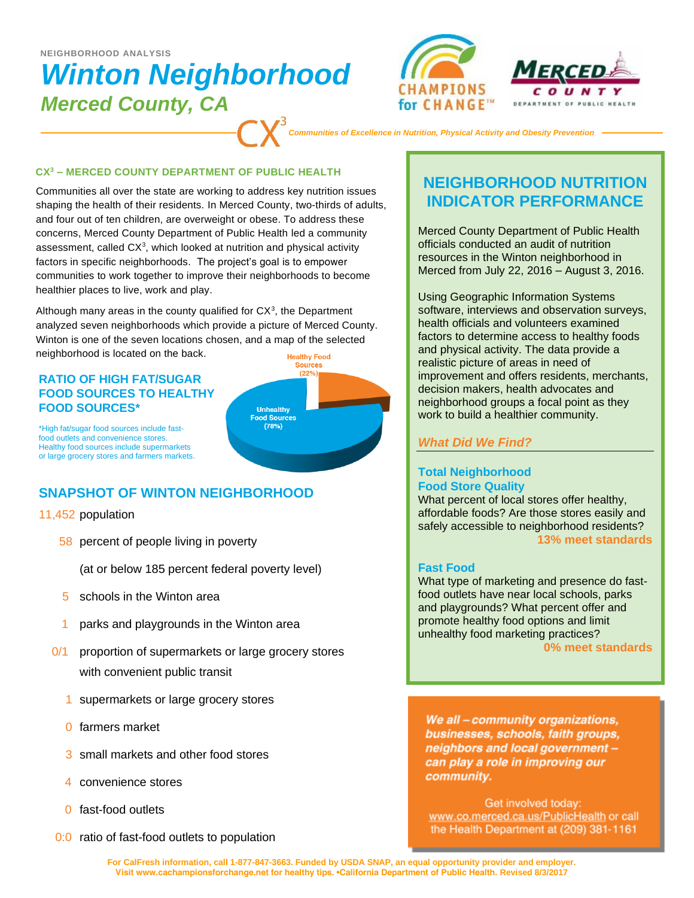NEIGHBORHOOD ANALYSIS

# Winton Neighborhood

## Merced County, CA

CHAMPIONS for CHANGE™

MERCED COUNTY DEPARTMENT OF PUBLIC HEALTH

CX³ *Communities of Excellence in Nutrition, Physical Activity and Obesity Prevention*

### CX³ – MERCED COUNTY DEPARTMENT OF PUBLIC HEALTH

Communities all over the state are working to address key nutrition issues shaping the health of their residents. In Merced County, two-thirds of adults, and four out of ten children, are overweight or obese. To address these concerns, Merced County Department of Public Health led a community assessment, called CX³, which looked at nutrition and physical activity factors in specific neighborhoods. The project's goal is to empower communities to work together to improve their neighborhoods to become healthier places to live, work and play.

Although many areas in the county qualified for CX³, the Department analyzed seven neighborhoods which provide a picture of Merced County. Winton is one of the seven locations chosen, and a map of the selected neighborhood is located on the back.

### RATIO OF HIGH FAT/SUGAR FOOD SOURCES TO HEALTHY FOOD SOURCES*

*High fat/sugar food sources include fast-food outlets and convenience stores. Healthy food sources include supermarkets or large grocery stores and farmers markets.

Healthy Food Sources (22%)

Unhealthy Food Sources (78%)

### SNAPSHOT OF WINTON NEIGHBORHOOD

- 11,452 population
- 58 percent of people living in poverty (at or below 185 percent federal poverty level)
- 5 schools in the Winton area
- 1 parks and playgrounds in the Winton area
- 0/1 proportion of supermarkets or large grocery stores with convenient public transit
- 1 supermarkets or large grocery stores
- 0 farmers market
- 3 small markets and other food stores
- 4 convenience stores
- 0 fast-food outlets
- 0:0 ratio of fast-food outlets to population

## NEIGHBORHOOD NUTRITION INDICATOR PERFORMANCE

Merced County Department of Public Health officials conducted an audit of nutrition resources in the Winton neighborhood in Merced from July 22, 2016 – August 3, 2016.

Using Geographic Information Systems software, interviews and observation surveys, health officials and volunteers examined factors to determine access to healthy foods and physical activity. The data provide a realistic picture of areas in need of improvement and offers residents, merchants, decision makers, health advocates and neighborhood groups a focal point as they work to build a healthier community.

### *What Did We Find?*

**Total Neighborhood Food Store Quality**

What percent of local stores offer healthy, affordable foods? Are those stores easily and safely accessible to neighborhood residents?

**13% meet standards**

**Fast Food**

What type of marketing and presence do fast-food outlets have near local schools, parks and playgrounds? What percent offer and promote healthy food options and limit unhealthy food marketing practices?

**0% meet standards**

***We all – community organizations, businesses, schools, faith groups, neighbors and local government – can play a role in improving our community.***

Get involved today: www.co.merced.ca.us/PublicHealth or call the Health Department at (209) 381-1161

**For CalFresh information, call 1-877-847-3663. Funded by USDA SNAP, an equal opportunity provider and employer. Visit www.cachampionsforchange.net for healthy tips. •California Department of Public Health. Revised 8/3/2017**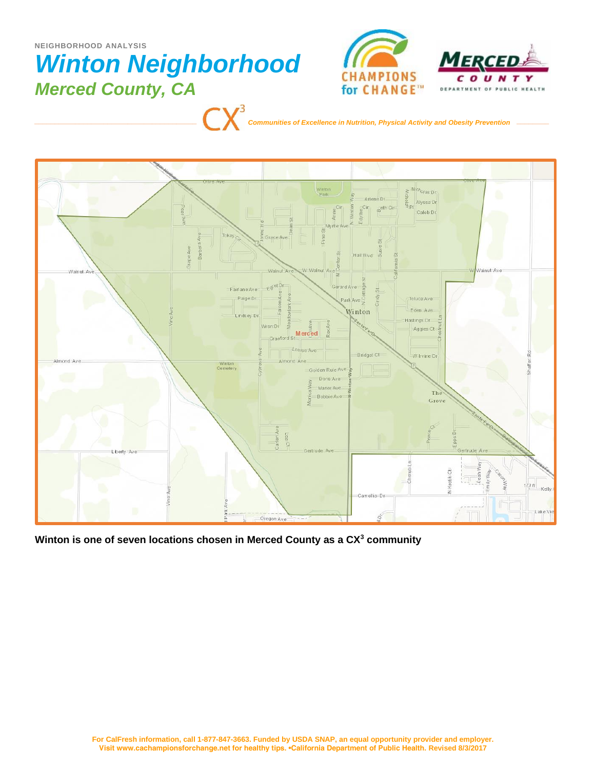NEIGHBORHOOD ANALYSIS

# Winton Neighborhood

## Merced County, CA

*Communities of Excellence in Nutrition, Physical Activity and Obesity Prevention*

**Winton is one of seven locations chosen in Merced County as a CX³ community**

For CalFresh information, call 1-877-847-3663. Funded by USDA SNAP, an equal opportunity provider and employer.
Visit www.cachampionsforchange.net for healthy tips. •California Department of Public Health. Revised 8/3/2017